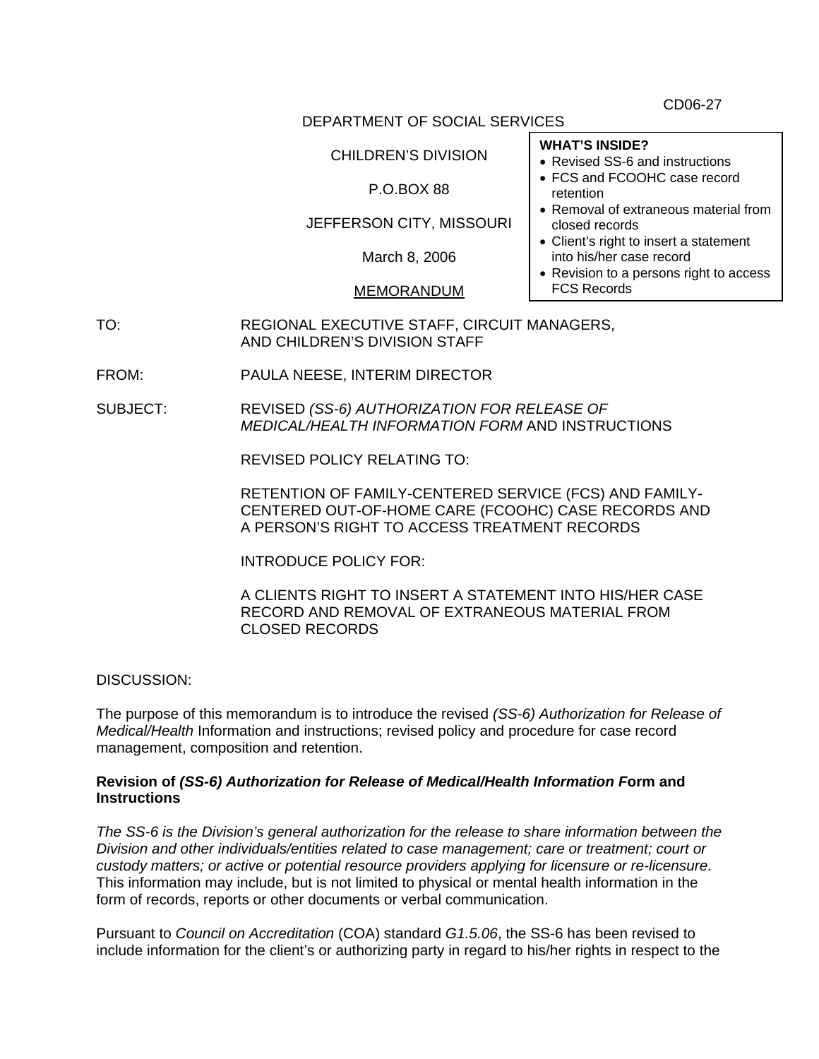CD06-27

DEPARTMENT OF SOCIAL SERVICES

CHILDREN'S DIVISION

P.O.BOX 88

JEFFERSON CITY, MISSOURI

March 8, 2006

MEMORANDUM

**WHAT'S INSIDE?**

- Revised SS-6 and instructions
- FCS and FCOOHC case record retention
- Removal of extraneous material from closed records
- Client's right to insert a statement into his/her case record
- Revision to a persons right to access FCS Records

TO: REGIONAL EXECUTIVE STAFF, CIRCUIT MANAGERS, AND CHILDREN'S DIVISION STAFF

FROM: PAULA NEESE, INTERIM DIRECTOR

SUBJECT: REVISED *(SS-6) AUTHORIZATION FOR RELEASE OF MEDICAL/HEALTH INFORMATION FORM* AND INSTRUCTIONS

REVISED POLICY RELATING TO:

RETENTION OF FAMILY-CENTERED SERVICE (FCS) AND FAMILY-CENTERED OUT-OF-HOME CARE (FCOOHC) CASE RECORDS AND A PERSON'S RIGHT TO ACCESS TREATMENT RECORDS

INTRODUCE POLICY FOR:

A CLIENTS RIGHT TO INSERT A STATEMENT INTO HIS/HER CASE RECORD AND REMOVAL OF EXTRANEOUS MATERIAL FROM CLOSED RECORDS

DISCUSSION:

The purpose of this memorandum is to introduce the revised *(SS-6) Authorization for Release of Medical/Health* Information and instructions; revised policy and procedure for case record management, composition and retention.

**Revision of *(SS-6) Authorization for Release of Medical/Health Information F*orm and Instructions**

*The SS-6 is the Division's general authorization for the release to share information between the Division and other individuals/entities related to case management; care or treatment; court or custody matters; or active or potential resource providers applying for licensure or re-licensure.* This information may include, but is not limited to physical or mental health information in the form of records, reports or other documents or verbal communication.

Pursuant to *Council on Accreditation* (COA) standard *G1.5.06*, the SS-6 has been revised to include information for the client's or authorizing party in regard to his/her rights in respect to the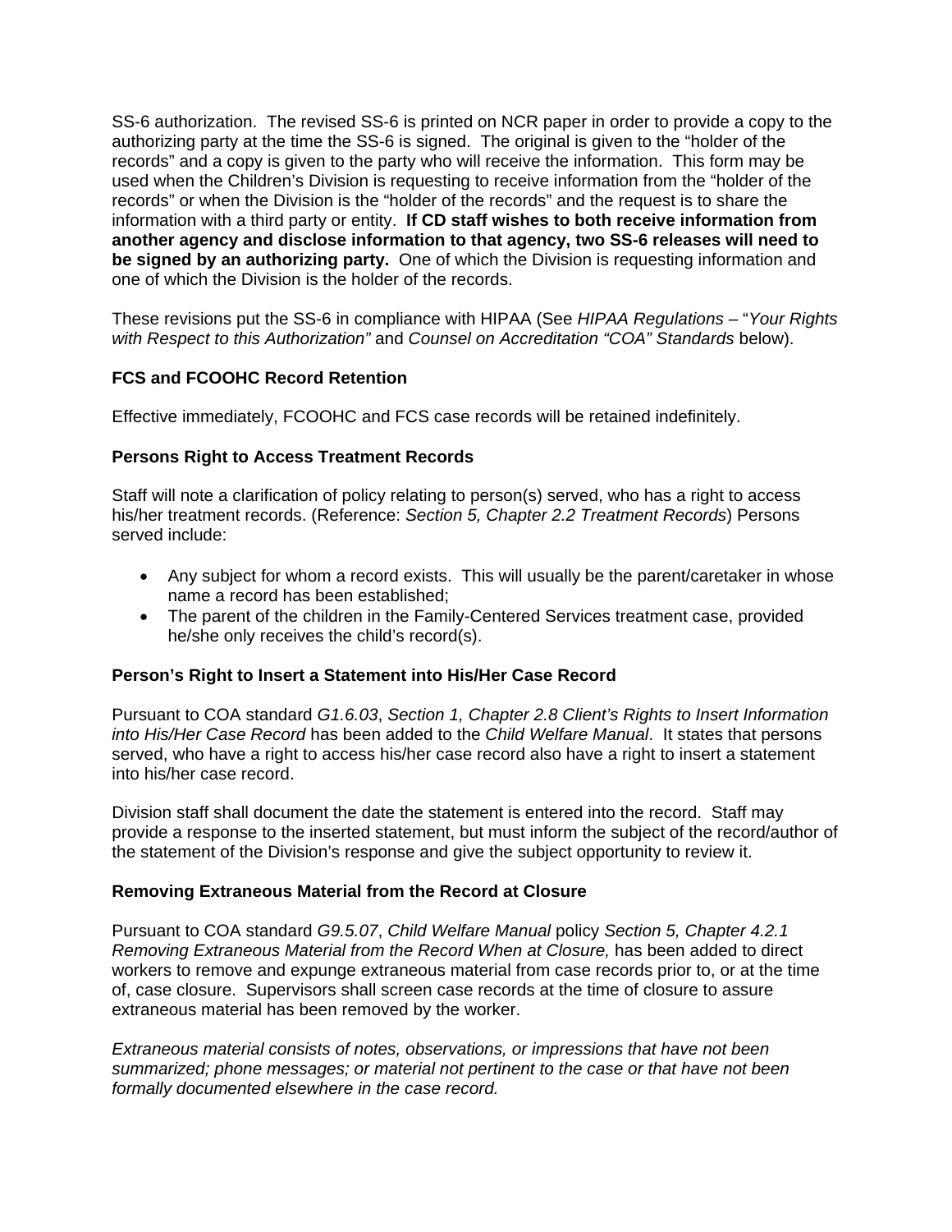SS-6 authorization. The revised SS-6 is printed on NCR paper in order to provide a copy to the authorizing party at the time the SS-6 is signed. The original is given to the "holder of the records" and a copy is given to the party who will receive the information. This form may be used when the Children's Division is requesting to receive information from the "holder of the records" or when the Division is the "holder of the records" and the request is to share the information with a third party or entity. **If CD staff wishes to both receive information from another agency and disclose information to that agency, two SS-6 releases will need to be signed by an authorizing party.** One of which the Division is requesting information and one of which the Division is the holder of the records.

These revisions put the SS-6 in compliance with HIPAA (See *HIPAA Regulations* – "*Your Rights with Respect to this Authorization"* and *Counsel on Accreditation "COA" Standards* below).

**FCS and FCOOHC Record Retention**

Effective immediately, FCOOHC and FCS case records will be retained indefinitely.

**Persons Right to Access Treatment Records**

Staff will note a clarification of policy relating to person(s) served, who has a right to access his/her treatment records. (Reference: *Section 5, Chapter 2.2 Treatment Records*) Persons served include:

- Any subject for whom a record exists. This will usually be the parent/caretaker in whose name a record has been established;
- The parent of the children in the Family-Centered Services treatment case, provided he/she only receives the child's record(s).

**Person's Right to Insert a Statement into His/Her Case Record**

Pursuant to COA standard *G1.6.03*, *Section 1, Chapter 2.8 Client's Rights to Insert Information into His/Her Case Record* has been added to the *Child Welfare Manual*. It states that persons served, who have a right to access his/her case record also have a right to insert a statement into his/her case record.

Division staff shall document the date the statement is entered into the record. Staff may provide a response to the inserted statement, but must inform the subject of the record/author of the statement of the Division's response and give the subject opportunity to review it.

**Removing Extraneous Material from the Record at Closure**

Pursuant to COA standard *G9.5.07*, *Child Welfare Manual* policy *Section 5, Chapter 4.2.1 Removing Extraneous Material from the Record When at Closure,* has been added to direct workers to remove and expunge extraneous material from case records prior to, or at the time of, case closure. Supervisors shall screen case records at the time of closure to assure extraneous material has been removed by the worker.

*Extraneous material consists of notes, observations, or impressions that have not been summarized; phone messages; or material not pertinent to the case or that have not been formally documented elsewhere in the case record.*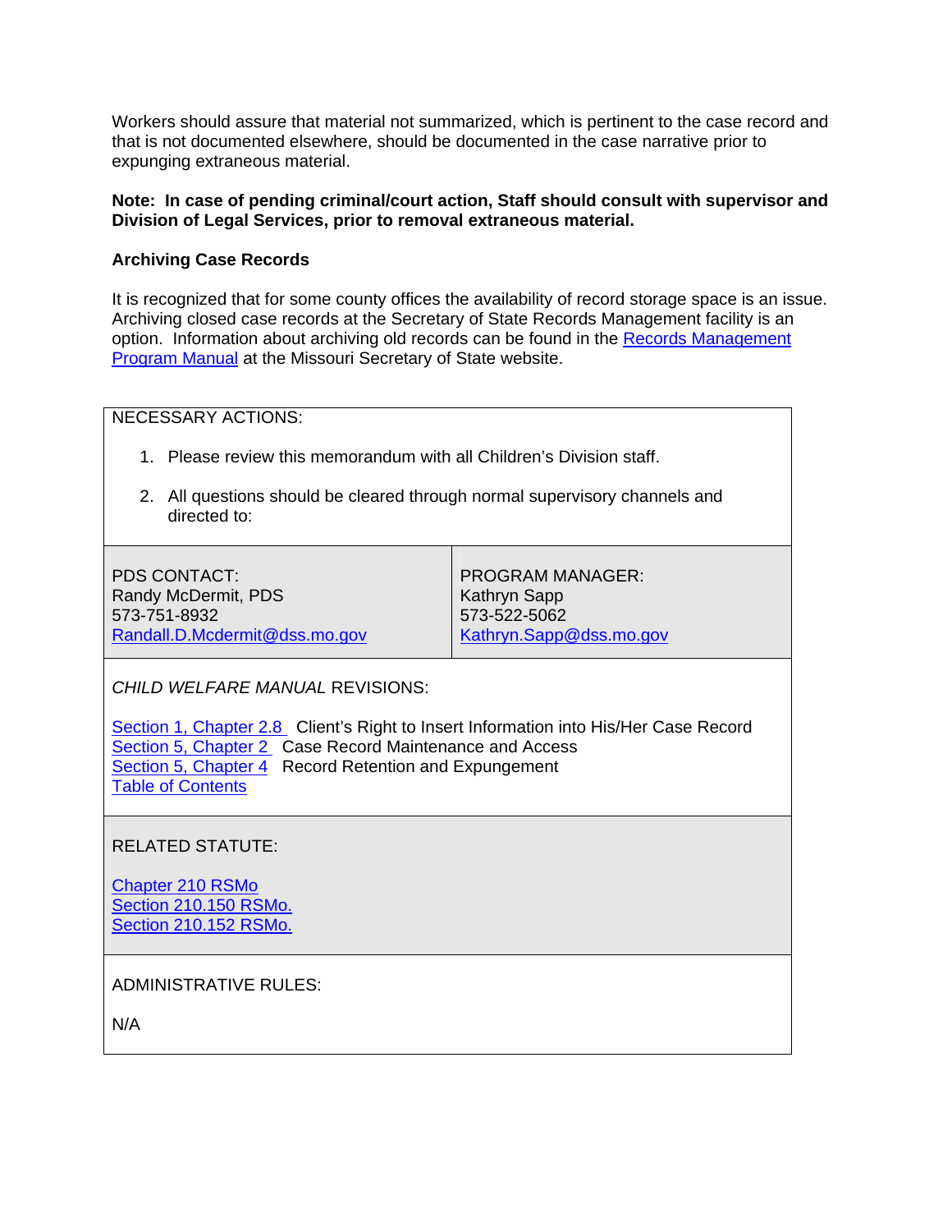Workers should assure that material not summarized, which is pertinent to the case record and that is not documented elsewhere, should be documented in the case narrative prior to expunging extraneous material.

**Note: In case of pending criminal/court action, Staff should consult with supervisor and Division of Legal Services, prior to removal extraneous material.**

**Archiving Case Records**

It is recognized that for some county offices the availability of record storage space is an issue. Archiving closed case records at the Secretary of State Records Management facility is an option. Information about archiving old records can be found in the Records Management Program Manual at the Missouri Secretary of State website.

NECESSARY ACTIONS:

1. Please review this memorandum with all Children's Division staff.

2. All questions should be cleared through normal supervisory channels and directed to:

| PDS CONTACT: | PROGRAM MANAGER: |
|---|---|
| Randy McDermit, PDS<br>573-751-8932<br>Randall.D.Mcdermit@dss.mo.gov | Kathryn Sapp<br>573-522-5062<br>Kathryn.Sapp@dss.mo.gov |

*CHILD WELFARE MANUAL* REVISIONS:

Section 1, Chapter 2.8 Client's Right to Insert Information into His/Her Case Record
Section 5, Chapter 2 Case Record Maintenance and Access
Section 5, Chapter 4 Record Retention and Expungement
Table of Contents

RELATED STATUTE:

Chapter 210 RSMo
Section 210.150 RSMo.
Section 210.152 RSMo.

ADMINISTRATIVE RULES:

N/A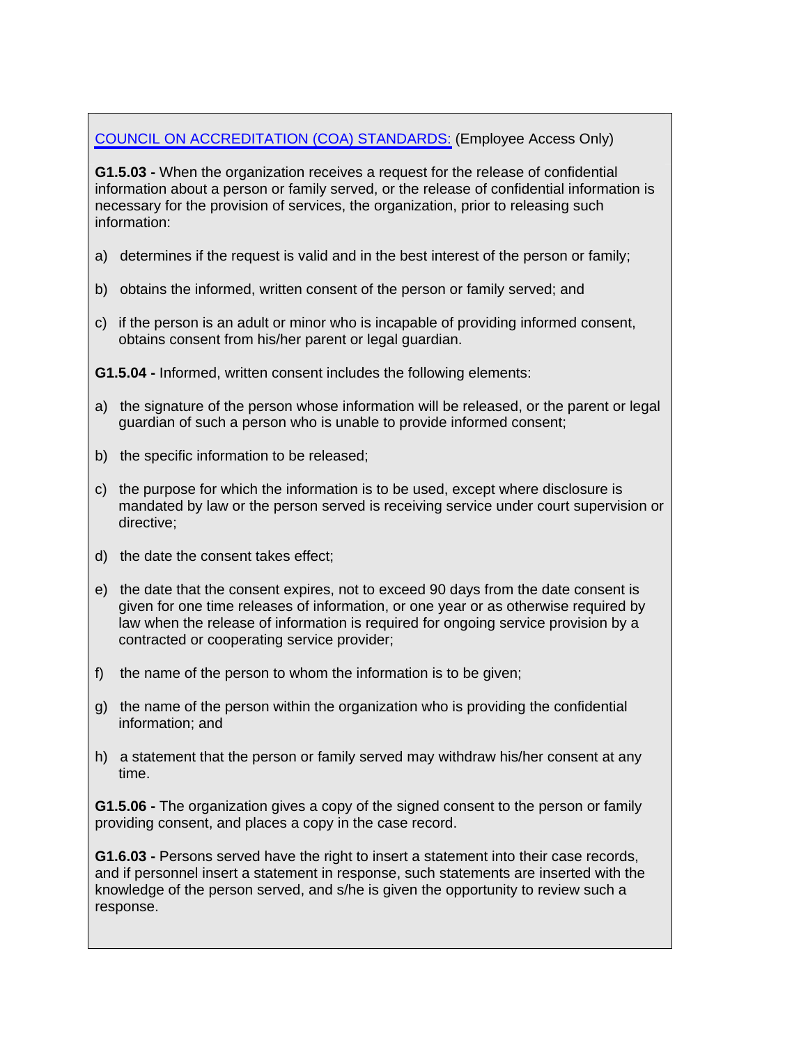[COUNCIL ON ACCREDITATION (COA) STANDARDS:]() (Employee Access Only)

**G1.5.03 -** When the organization receives a request for the release of confidential information about a person or family served, or the release of confidential information is necessary for the provision of services, the organization, prior to releasing such information:

a) determines if the request is valid and in the best interest of the person or family;

b) obtains the informed, written consent of the person or family served; and

c) if the person is an adult or minor who is incapable of providing informed consent, obtains consent from his/her parent or legal guardian.

**G1.5.04 -** Informed, written consent includes the following elements:

a) the signature of the person whose information will be released, or the parent or legal guardian of such a person who is unable to provide informed consent;

b) the specific information to be released;

c) the purpose for which the information is to be used, except where disclosure is mandated by law or the person served is receiving service under court supervision or directive;

d) the date the consent takes effect;

e) the date that the consent expires, not to exceed 90 days from the date consent is given for one time releases of information, or one year or as otherwise required by law when the release of information is required for ongoing service provision by a contracted or cooperating service provider;

f) the name of the person to whom the information is to be given;

g) the name of the person within the organization who is providing the confidential information; and

h) a statement that the person or family served may withdraw his/her consent at any time.

**G1.5.06 -** The organization gives a copy of the signed consent to the person or family providing consent, and places a copy in the case record.

**G1.6.03 -** Persons served have the right to insert a statement into their case records, and if personnel insert a statement in response, such statements are inserted with the knowledge of the person served, and s/he is given the opportunity to review such a response.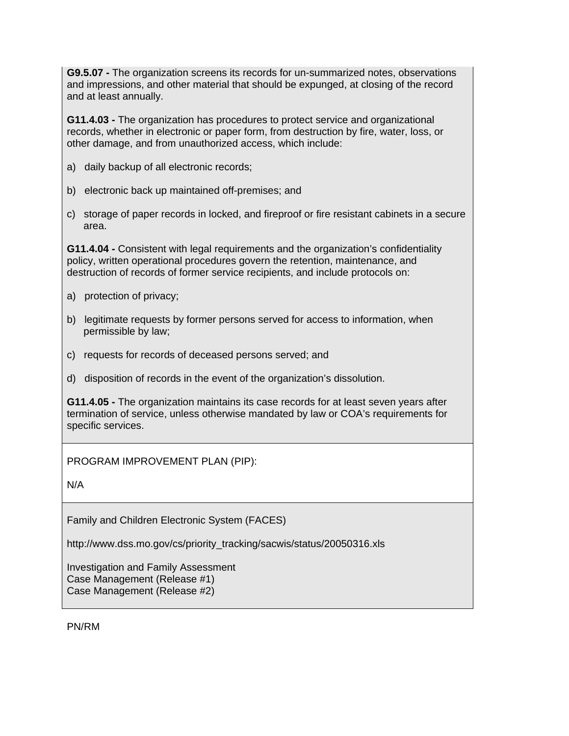**G9.5.07 -** The organization screens its records for un-summarized notes, observations and impressions, and other material that should be expunged, at closing of the record and at least annually.

**G11.4.03 -** The organization has procedures to protect service and organizational records, whether in electronic or paper form, from destruction by fire, water, loss, or other damage, and from unauthorized access, which include:

a) daily backup of all electronic records;

b) electronic back up maintained off-premises; and

c) storage of paper records in locked, and fireproof or fire resistant cabinets in a secure area.

**G11.4.04 -** Consistent with legal requirements and the organization's confidentiality policy, written operational procedures govern the retention, maintenance, and destruction of records of former service recipients, and include protocols on:

a) protection of privacy;

b) legitimate requests by former persons served for access to information, when permissible by law;

c) requests for records of deceased persons served; and

d) disposition of records in the event of the organization's dissolution.

**G11.4.05 -** The organization maintains its case records for at least seven years after termination of service, unless otherwise mandated by law or COA's requirements for specific services.

PROGRAM IMPROVEMENT PLAN (PIP):

N/A

Family and Children Electronic System (FACES)

http://www.dss.mo.gov/cs/priority_tracking/sacwis/status/20050316.xls

Investigation and Family Assessment
Case Management (Release #1)
Case Management (Release #2)

PN/RM